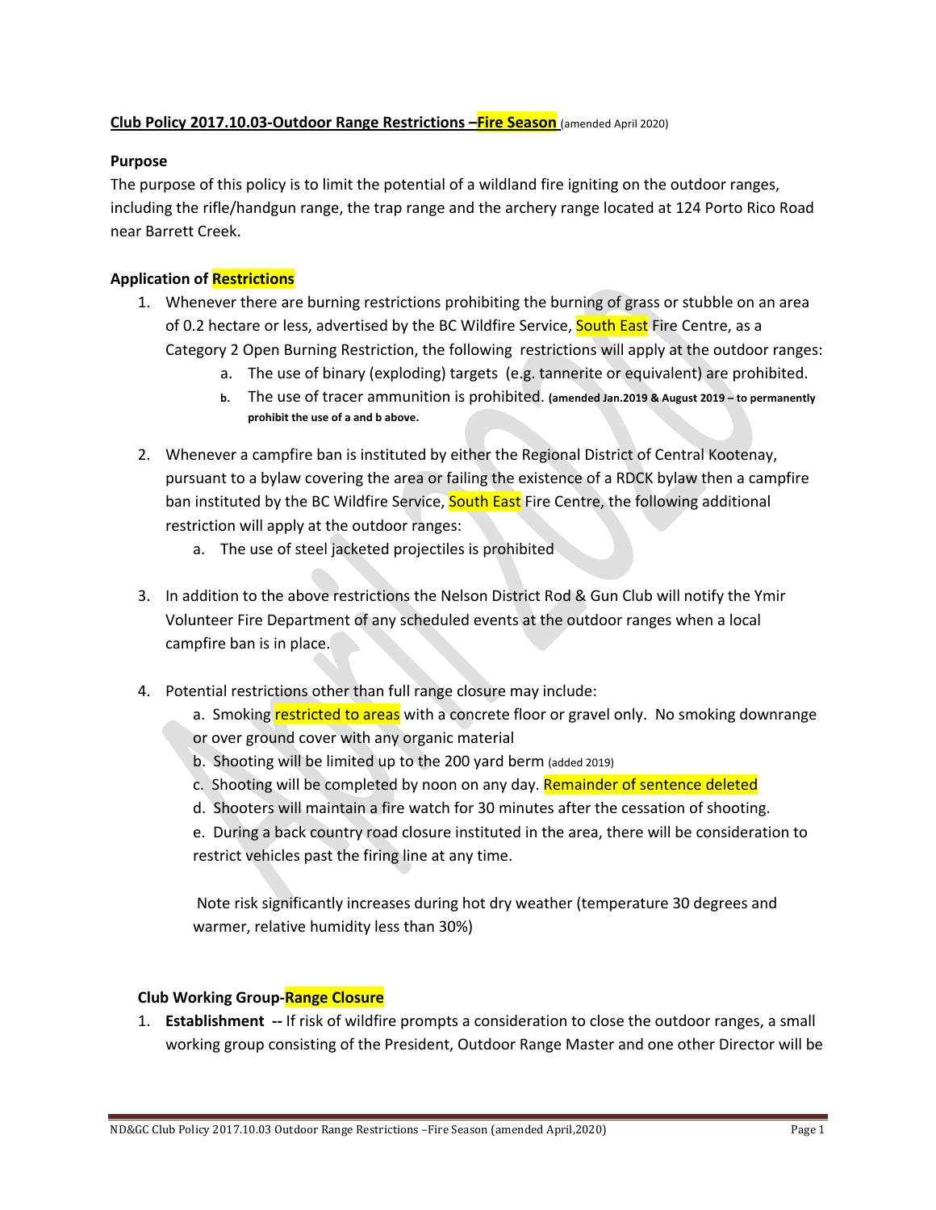**Club Policy 2017.10.03-Outdoor Range Restrictions –Fire Season** (amended April 2020)

**Purpose**

The purpose of this policy is to limit the potential of a wildland fire igniting on the outdoor ranges, including the rifle/handgun range, the trap range and the archery range located at 124 Porto Rico Road near Barrett Creek.

**Application of Restrictions**

1. Whenever there are burning restrictions prohibiting the burning of grass or stubble on an area of 0.2 hectare or less, advertised by the BC Wildfire Service, South East Fire Centre, as a Category 2 Open Burning Restriction, the following restrictions will apply at the outdoor ranges:
    a. The use of binary (exploding) targets (e.g. tannerite or equivalent) are prohibited.
    b. The use of tracer ammunition is prohibited. **(amended Jan.2019 & August 2019 – to permanently prohibit the use of a and b above.**

2. Whenever a campfire ban is instituted by either the Regional District of Central Kootenay, pursuant to a bylaw covering the area or failing the existence of a RDCK bylaw then a campfire ban instituted by the BC Wildfire Service, South East Fire Centre, the following additional restriction will apply at the outdoor ranges:
    a. The use of steel jacketed projectiles is prohibited

3. In addition to the above restrictions the Nelson District Rod & Gun Club will notify the Ymir Volunteer Fire Department of any scheduled events at the outdoor ranges when a local campfire ban is in place.

4. Potential restrictions other than full range closure may include:
    a. Smoking restricted to areas with a concrete floor or gravel only. No smoking downrange or over ground cover with any organic material
    b. Shooting will be limited up to the 200 yard berm (added 2019)
    c. Shooting will be completed by noon on any day. Remainder of sentence deleted
    d. Shooters will maintain a fire watch for 30 minutes after the cessation of shooting.
    e. During a back country road closure instituted in the area, there will be consideration to restrict vehicles past the firing line at any time.

    Note risk significantly increases during hot dry weather (temperature 30 degrees and warmer, relative humidity less than 30%)

**Club Working Group-Range Closure**

1. **Establishment --** If risk of wildfire prompts a consideration to close the outdoor ranges, a small working group consisting of the President, Outdoor Range Master and one other Director will be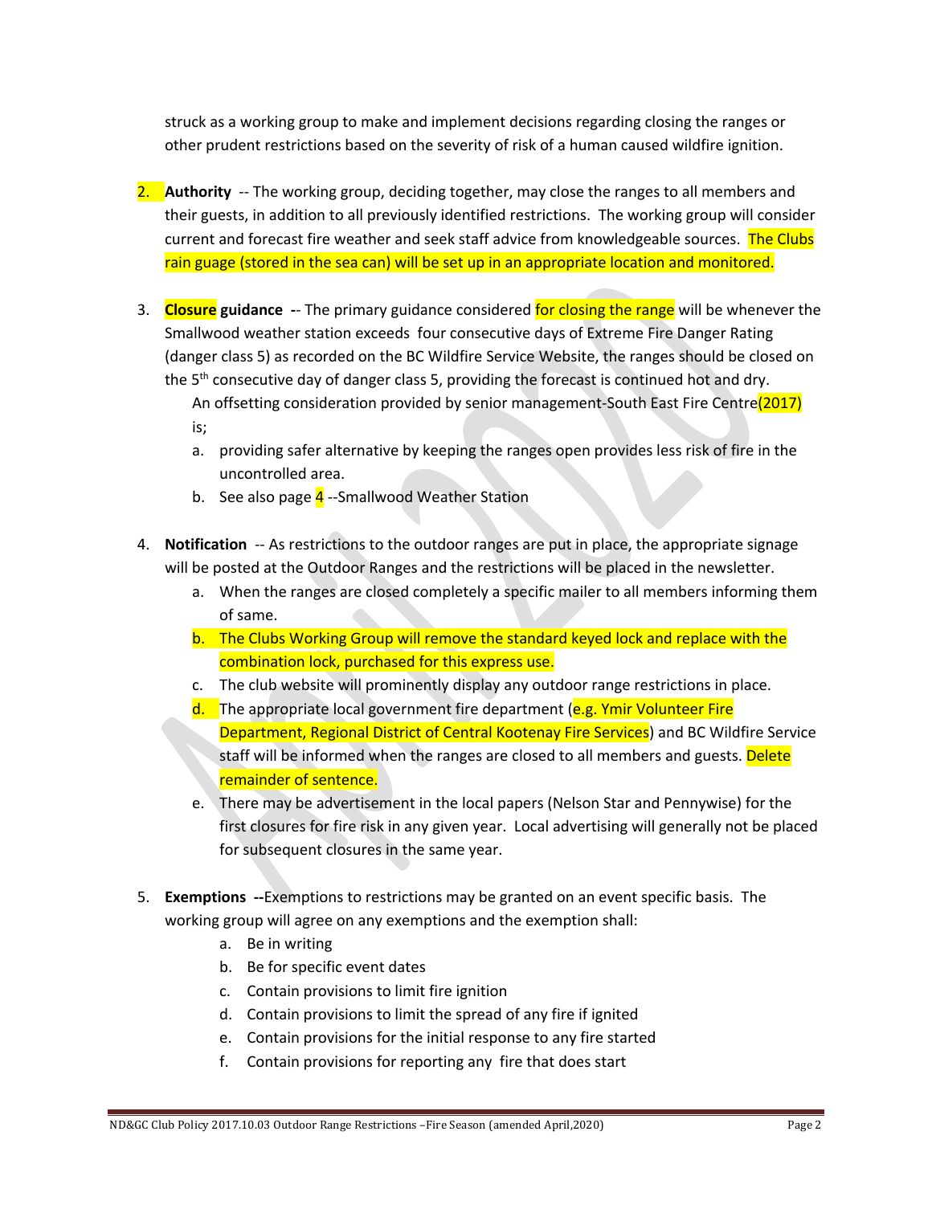struck as a working group to make and implement decisions regarding closing the ranges or other prudent restrictions based on the severity of risk of a human caused wildfire ignition.

2. **Authority** -- The working group, deciding together, may close the ranges to all members and their guests, in addition to all previously identified restrictions. The working group will consider current and forecast fire weather and seek staff advice from knowledgeable sources. The Clubs rain guage (stored in the sea can) will be set up in an appropriate location and monitored.

3. **Closure guidance** -- The primary guidance considered for closing the range will be whenever the Smallwood weather station exceeds four consecutive days of Extreme Fire Danger Rating (danger class 5) as recorded on the BC Wildfire Service Website, the ranges should be closed on the 5th consecutive day of danger class 5, providing the forecast is continued hot and dry.

   An offsetting consideration provided by senior management-South East Fire Centre(2017) is;

   a. providing safer alternative by keeping the ranges open provides less risk of fire in the uncontrolled area.
   b. See also page 4 --Smallwood Weather Station

4. **Notification** -- As restrictions to the outdoor ranges are put in place, the appropriate signage will be posted at the Outdoor Ranges and the restrictions will be placed in the newsletter.
   a. When the ranges are closed completely a specific mailer to all members informing them of same.
   b. The Clubs Working Group will remove the standard keyed lock and replace with the combination lock, purchased for this express use.
   c. The club website will prominently display any outdoor range restrictions in place.
   d. The appropriate local government fire department (e.g. Ymir Volunteer Fire Department, Regional District of Central Kootenay Fire Services) and BC Wildfire Service staff will be informed when the ranges are closed to all members and guests. Delete remainder of sentence.
   e. There may be advertisement in the local papers (Nelson Star and Pennywise) for the first closures for fire risk in any given year. Local advertising will generally not be placed for subsequent closures in the same year.

5. **Exemptions** --Exemptions to restrictions may be granted on an event specific basis. The working group will agree on any exemptions and the exemption shall:
   a. Be in writing
   b. Be for specific event dates
   c. Contain provisions to limit fire ignition
   d. Contain provisions to limit the spread of any fire if ignited
   e. Contain provisions for the initial response to any fire started
   f. Contain provisions for reporting any fire that does start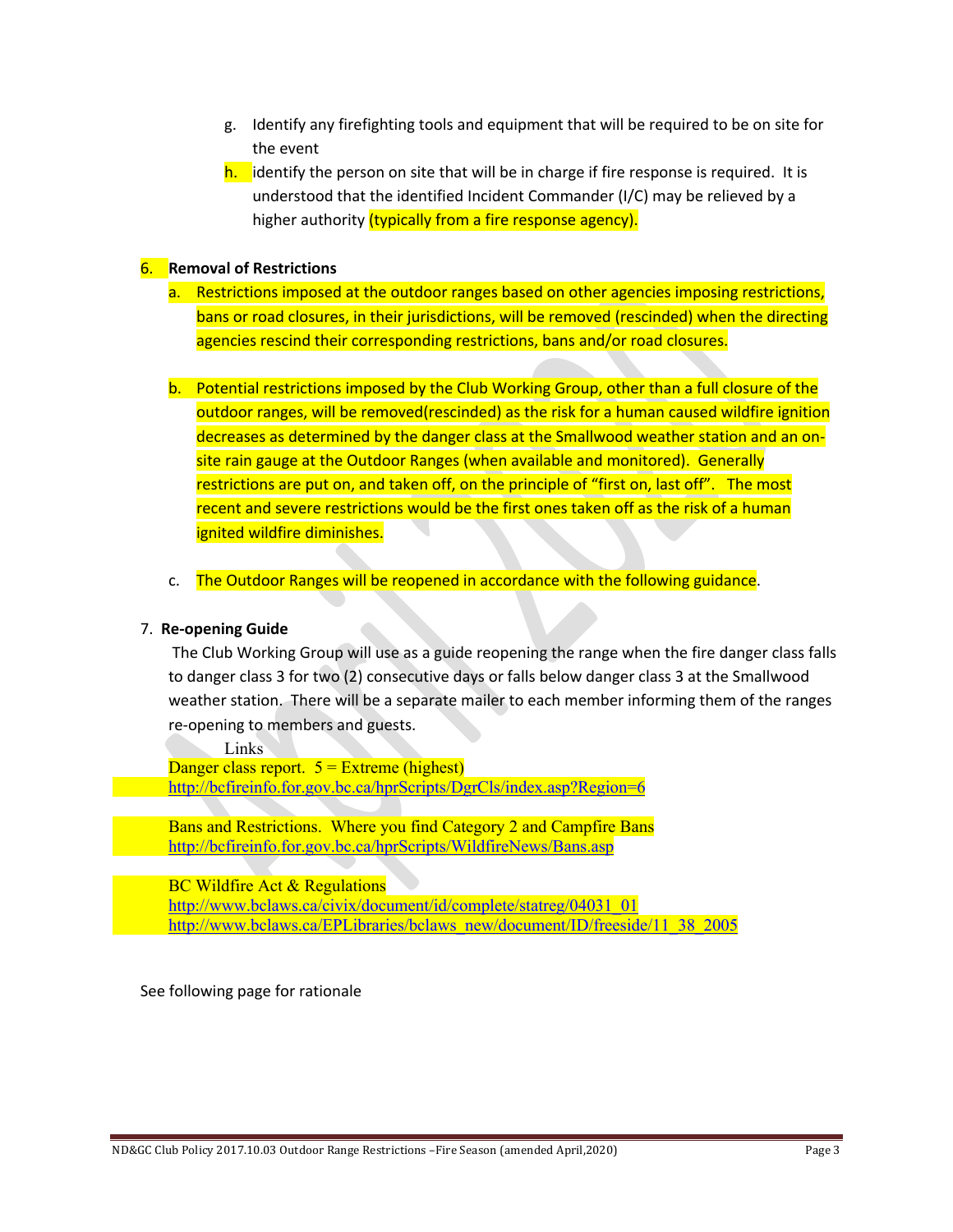g. Identify any firefighting tools and equipment that will be required to be on site for the event

h. identify the person on site that will be in charge if fire response is required. It is understood that the identified Incident Commander (I/C) may be relieved by a higher authority (typically from a fire response agency).

6. **Removal of Restrictions**

   a. Restrictions imposed at the outdoor ranges based on other agencies imposing restrictions, bans or road closures, in their jurisdictions, will be removed (rescinded) when the directing agencies rescind their corresponding restrictions, bans and/or road closures.

   b. Potential restrictions imposed by the Club Working Group, other than a full closure of the outdoor ranges, will be removed(rescinded) as the risk for a human caused wildfire ignition decreases as determined by the danger class at the Smallwood weather station and an on-site rain gauge at the Outdoor Ranges (when available and monitored). Generally restrictions are put on, and taken off, on the principle of "first on, last off". The most recent and severe restrictions would be the first ones taken off as the risk of a human ignited wildfire diminishes.

   c. The Outdoor Ranges will be reopened in accordance with the following guidance.

7. **Re-opening Guide**

   The Club Working Group will use as a guide reopening the range when the fire danger class falls to danger class 3 for two (2) consecutive days or falls below danger class 3 at the Smallwood weather station. There will be a separate mailer to each member informing them of the ranges re-opening to members and guests.

   Links

   Danger class report. 5 = Extreme (highest)
   http://bcfireinfo.for.gov.bc.ca/hprScripts/DgrCls/index.asp?Region=6

   Bans and Restrictions. Where you find Category 2 and Campfire Bans
   http://bcfireinfo.for.gov.bc.ca/hprScripts/WildfireNews/Bans.asp

   BC Wildfire Act & Regulations
   http://www.bclaws.ca/civix/document/id/complete/statreg/04031_01
   http://www.bclaws.ca/EPLibraries/bclaws_new/document/ID/freeside/11_38_2005

See following page for rationale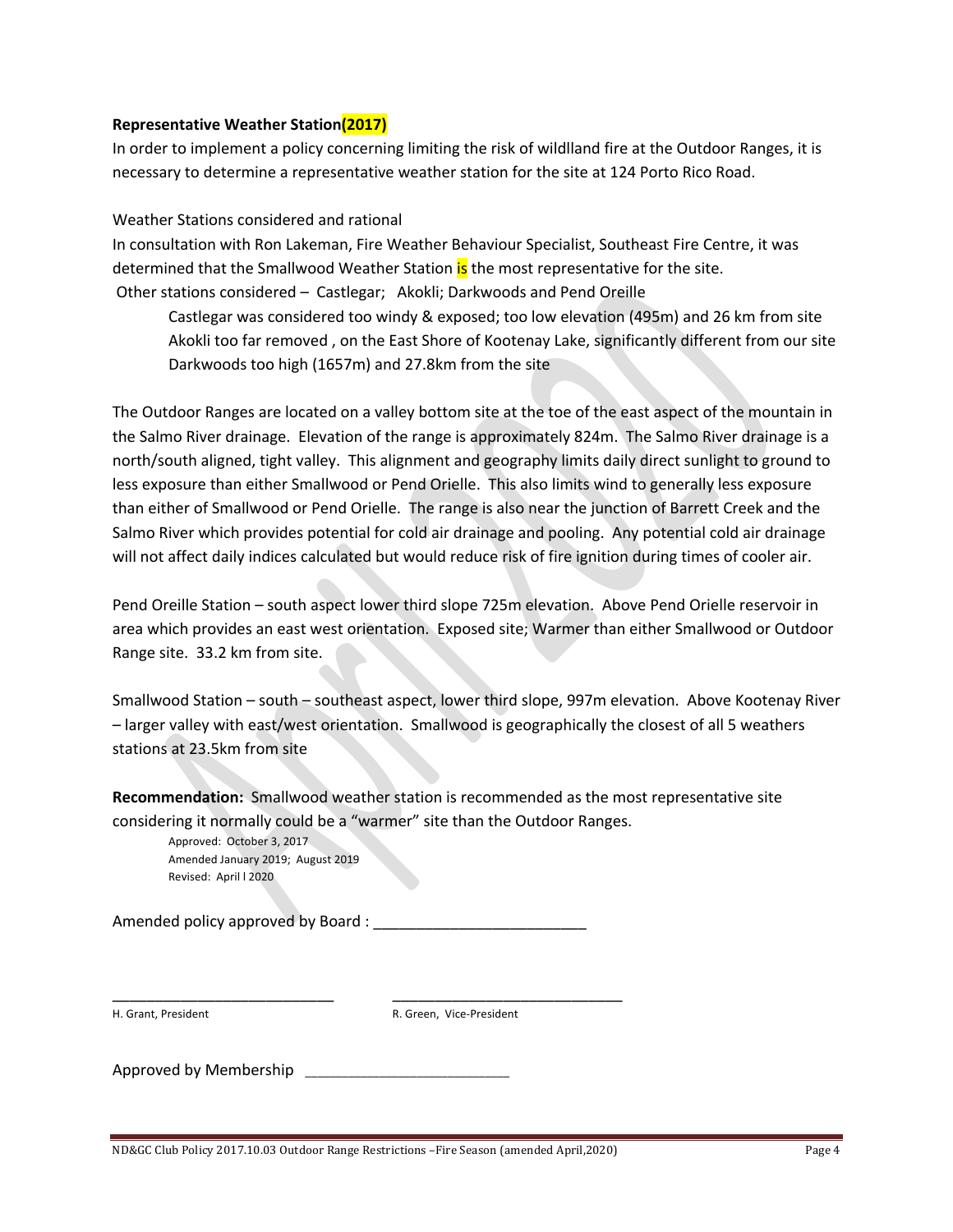**Representative Weather Station(2017)**

In order to implement a policy concerning limiting the risk of wildlland fire at the Outdoor Ranges, it is necessary to determine a representative weather station for the site at 124 Porto Rico Road.

Weather Stations considered and rational

In consultation with Ron Lakeman, Fire Weather Behaviour Specialist, Southeast Fire Centre, it was determined that the Smallwood Weather Station is the most representative for the site.

Other stations considered – Castlegar; Akokli; Darkwoods and Pend Oreille

Castlegar was considered too windy & exposed; too low elevation (495m) and 26 km from site
Akokli too far removed , on the East Shore of Kootenay Lake, significantly different from our site
Darkwoods too high (1657m) and 27.8km from the site

The Outdoor Ranges are located on a valley bottom site at the toe of the east aspect of the mountain in the Salmo River drainage. Elevation of the range is approximately 824m. The Salmo River drainage is a north/south aligned, tight valley. This alignment and geography limits daily direct sunlight to ground to less exposure than either Smallwood or Pend Orielle. This also limits wind to generally less exposure than either of Smallwood or Pend Orielle. The range is also near the junction of Barrett Creek and the Salmo River which provides potential for cold air drainage and pooling. Any potential cold air drainage will not affect daily indices calculated but would reduce risk of fire ignition during times of cooler air.

Pend Oreille Station – south aspect lower third slope 725m elevation. Above Pend Orielle reservoir in area which provides an east west orientation. Exposed site; Warmer than either Smallwood or Outdoor Range site. 33.2 km from site.

Smallwood Station – south – southeast aspect, lower third slope, 997m elevation. Above Kootenay River – larger valley with east/west orientation. Smallwood is geographically the closest of all 5 weathers stations at 23.5km from site

**Recommendation:** Smallwood weather station is recommended as the most representative site considering it normally could be a "warmer" site than the Outdoor Ranges.

Approved: October 3, 2017
Amended January 2019; August 2019
Revised: April l 2020

Amended policy approved by Board : _________________________

___________________________ ___________________________
H. Grant, President R. Green, Vice-President

Approved by Membership _________________________